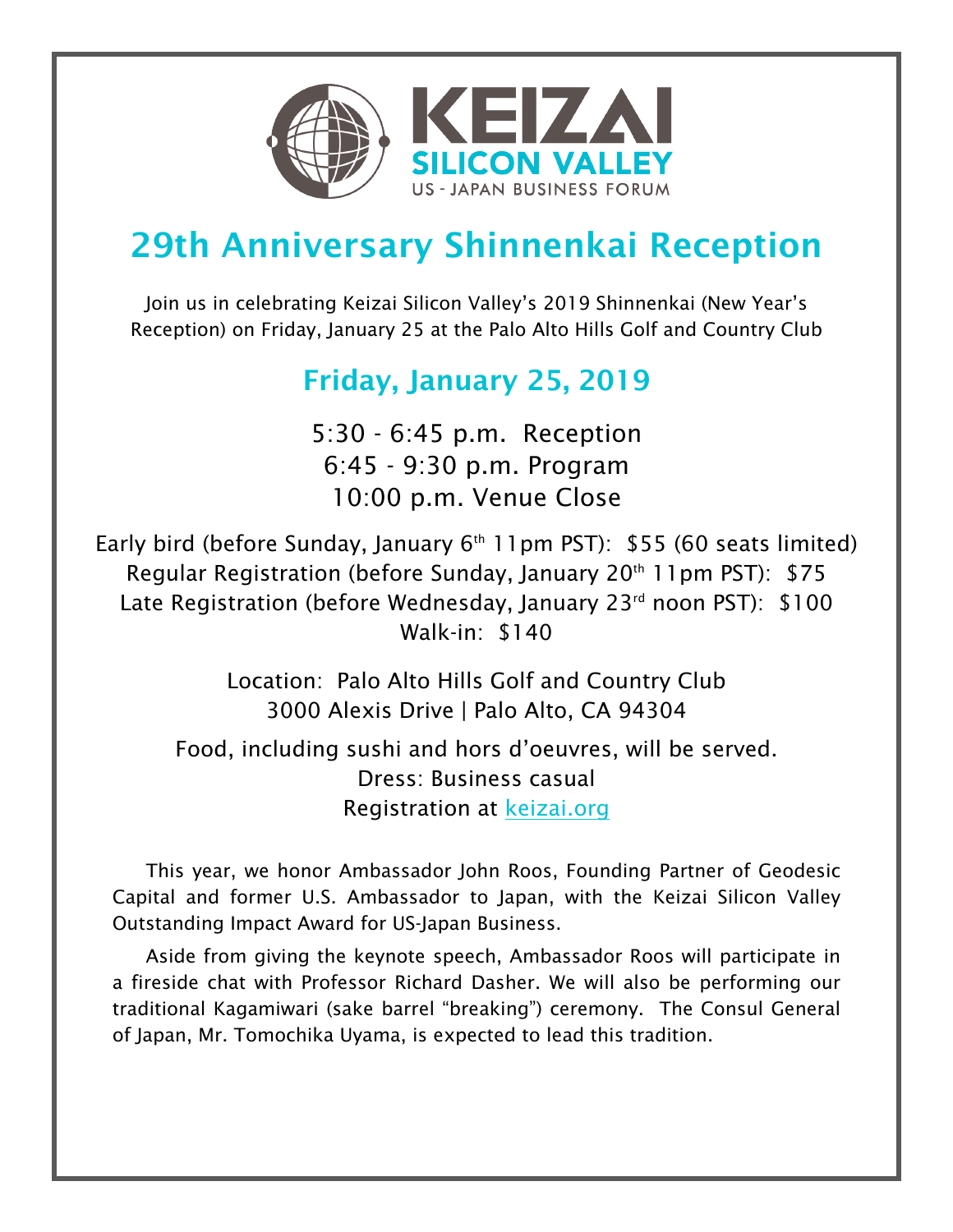KEIZAI
SILICON VALLEY
US - JAPAN BUSINESS FORUM

# 29th Anniversary Shinnenkai Reception

Join us in celebrating Keizai Silicon Valley's 2019 Shinnenkai (New Year's Reception) on Friday, January 25 at the Palo Alto Hills Golf and Country Club

## Friday, January 25, 2019

5:30 - 6:45 p.m. Reception
6:45 - 9:30 p.m. Program
10:00 p.m. Venue Close

Early bird (before Sunday, January 6th 11pm PST): $55 (60 seats limited)
Regular Registration (before Sunday, January 20th 11pm PST): $75
Late Registration (before Wednesday, January 23rd noon PST): $100
Walk-in: $140

Location: Palo Alto Hills Golf and Country Club
3000 Alexis Drive | Palo Alto, CA 94304

Food, including sushi and hors d'oeuvres, will be served.
Dress: Business casual
Registration at keizai.org

This year, we honor Ambassador John Roos, Founding Partner of Geodesic Capital and former U.S. Ambassador to Japan, with the Keizai Silicon Valley Outstanding Impact Award for US-Japan Business.

Aside from giving the keynote speech, Ambassador Roos will participate in a fireside chat with Professor Richard Dasher. We will also be performing our traditional Kagamiwari (sake barrel "breaking") ceremony. The Consul General of Japan, Mr. Tomochika Uyama, is expected to lead this tradition.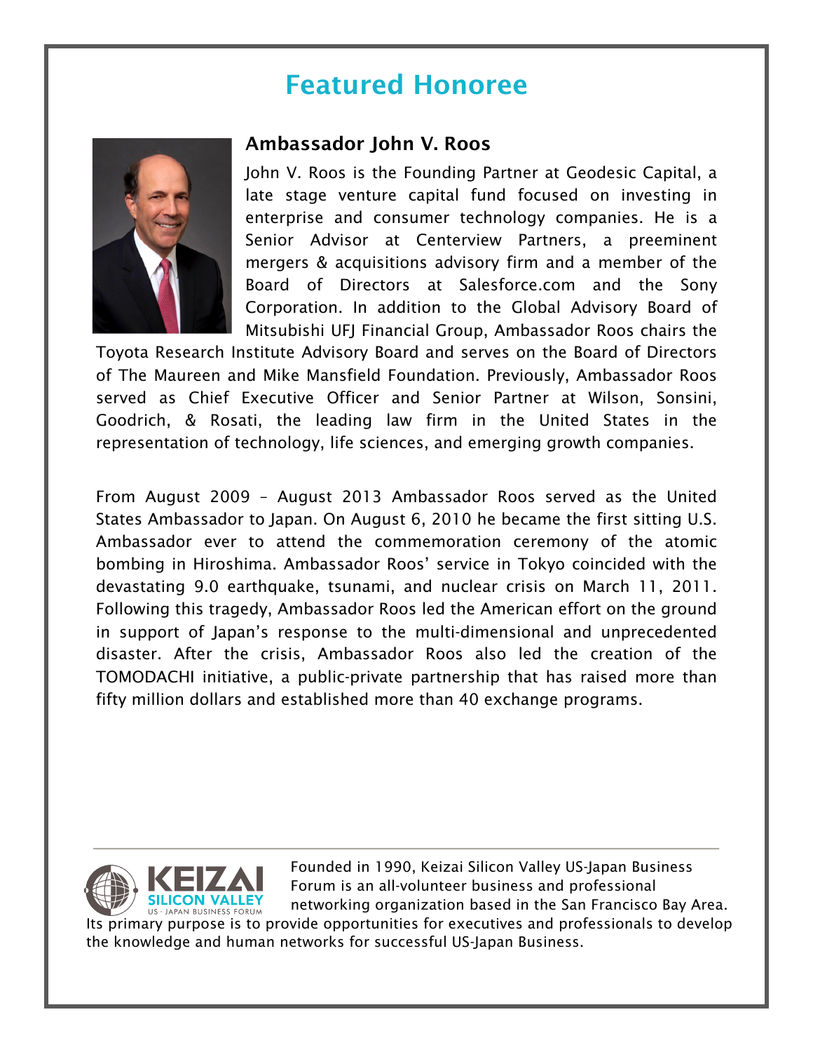# Featured Honoree

## Ambassador John V. Roos

John V. Roos is the Founding Partner at Geodesic Capital, a late stage venture capital fund focused on investing in enterprise and consumer technology companies. He is a Senior Advisor at Centerview Partners, a preeminent mergers & acquisitions advisory firm and a member of the Board of Directors at Salesforce.com and the Sony Corporation. In addition to the Global Advisory Board of Mitsubishi UFJ Financial Group, Ambassador Roos chairs the Toyota Research Institute Advisory Board and serves on the Board of Directors of The Maureen and Mike Mansfield Foundation. Previously, Ambassador Roos served as Chief Executive Officer and Senior Partner at Wilson, Sonsini, Goodrich, & Rosati, the leading law firm in the United States in the representation of technology, life sciences, and emerging growth companies.

From August 2009 – August 2013 Ambassador Roos served as the United States Ambassador to Japan. On August 6, 2010 he became the first sitting U.S. Ambassador ever to attend the commemoration ceremony of the atomic bombing in Hiroshima. Ambassador Roos' service in Tokyo coincided with the devastating 9.0 earthquake, tsunami, and nuclear crisis on March 11, 2011. Following this tragedy, Ambassador Roos led the American effort on the ground in support of Japan's response to the multi-dimensional and unprecedented disaster. After the crisis, Ambassador Roos also led the creation of the TOMODACHI initiative, a public-private partnership that has raised more than fifty million dollars and established more than 40 exchange programs.

---

KEIZAI SILICON VALLEY
US · JAPAN BUSINESS FORUM

Founded in 1990, Keizai Silicon Valley US-Japan Business Forum is an all-volunteer business and professional networking organization based in the San Francisco Bay Area. Its primary purpose is to provide opportunities for executives and professionals to develop the knowledge and human networks for successful US-Japan Business.